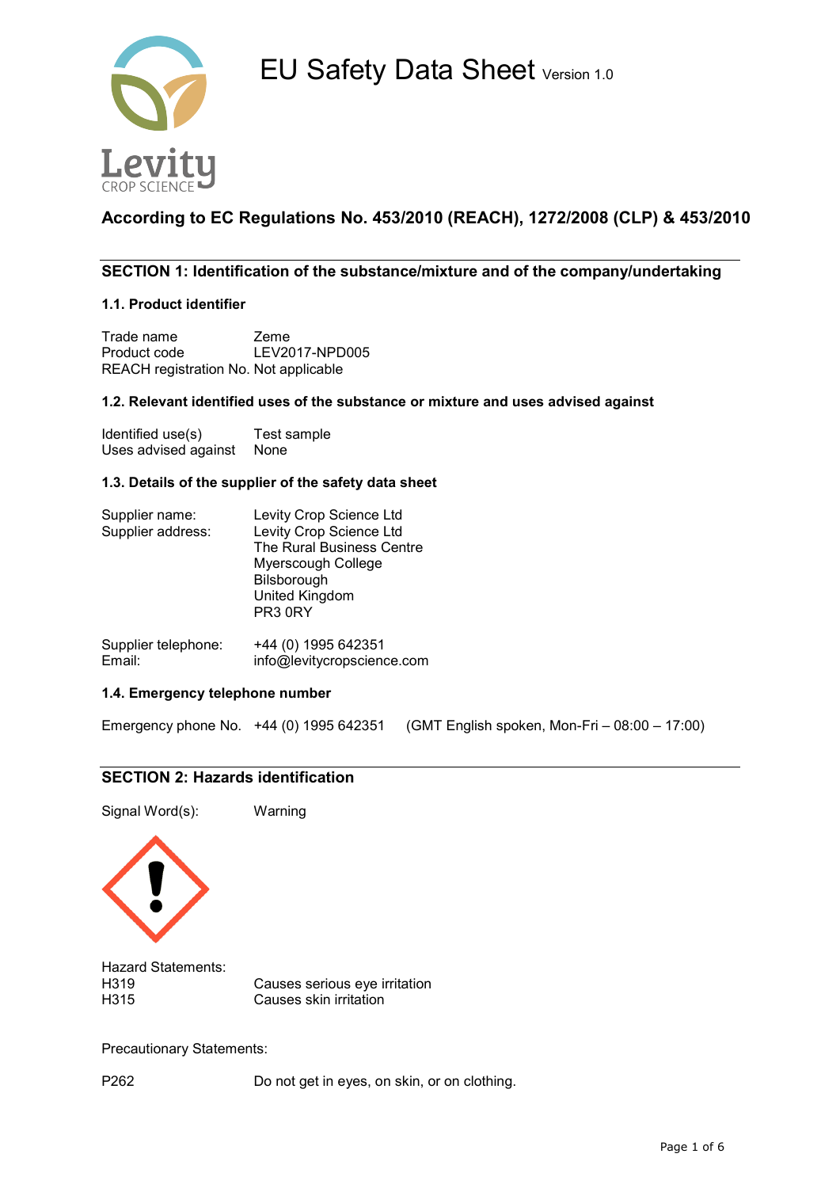# EU Safety Data Sheet Version 1.0

Levity CROP SCIENCE

## According to EC Regulations No. 453/2010 (REACH), 1272/2008 (CLP) & 453/2010

## SECTION 1: Identification of the substance/mixture and of the company/undertaking

### 1.1. Product identifier

| | |
|---|---|
| Trade name | Zeme |
| Product code | LEV2017-NPD005 |
| REACH registration No. | Not applicable |

### 1.2. Relevant identified uses of the substance or mixture and uses advised against

| | |
|---|---|
| Identified use(s) | Test sample |
| Uses advised against | None |

### 1.3. Details of the supplier of the safety data sheet

| | |
|---|---|
| Supplier name: | Levity Crop Science Ltd |
| Supplier address: | Levity Crop Science Ltd<br>The Rural Business Centre<br>Myerscough College<br>Bilsborough<br>United Kingdom<br>PR3 0RY |
| Supplier telephone: | +44 (0) 1995 642351 |
| Email: | info@levitycropscience.com |

### 1.4. Emergency telephone number

Emergency phone No. +44 (0) 1995 642351 (GMT English spoken, Mon-Fri – 08:00 – 17:00)

## SECTION 2: Hazards identification

Signal Word(s): Warning

Hazard Statements:

| | |
|---|---|
| H319 | Causes serious eye irritation |
| H315 | Causes skin irritation |

Precautionary Statements:

| | |
|---|---|
| P262 | Do not get in eyes, on skin, or on clothing. |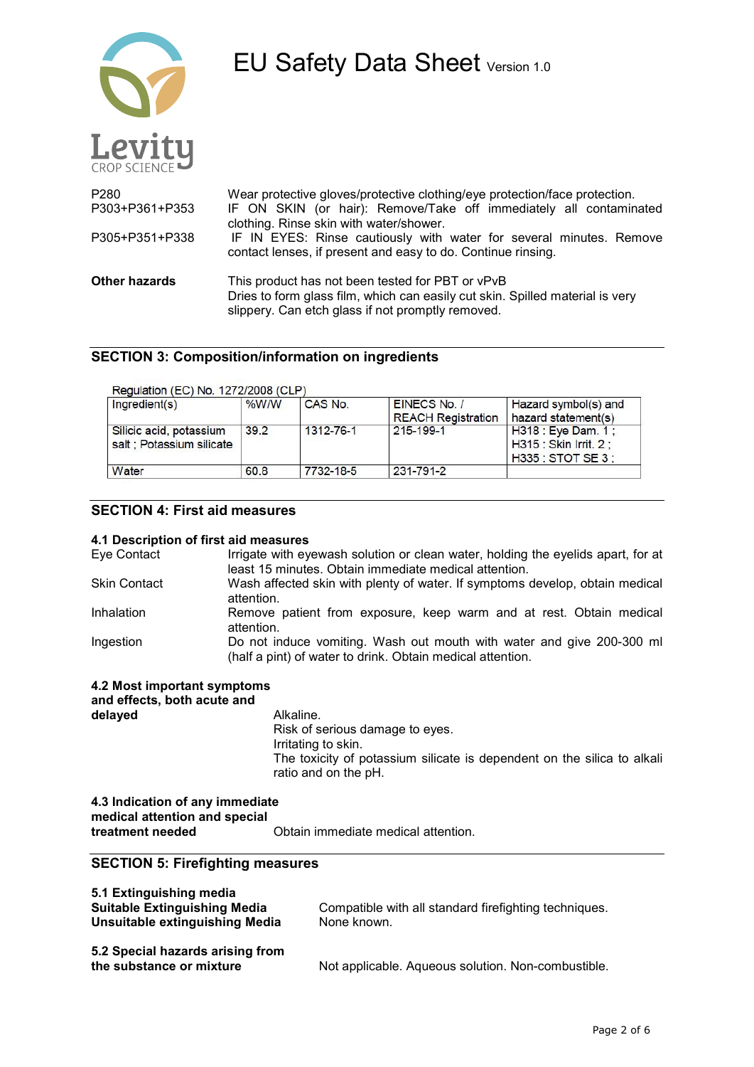| | |
|---|---|
| P280 | Wear protective gloves/protective clothing/eye protection/face protection. |
| P303+P361+P353 | IF ON SKIN (or hair): Remove/Take off immediately all contaminated clothing. Rinse skin with water/shower. |
| P305+P351+P338 | IF IN EYES: Rinse cautiously with water for several minutes. Remove contact lenses, if present and easy to do. Continue rinsing. |

**Other hazards** This product has not been tested for PBT or vPvB
Dries to form glass film, which can easily cut skin. Spilled material is very slippery. Can etch glass if not promptly removed.

## SECTION 3: Composition/information on ingredients

Regulation (EC) No. 1272/2008 (CLP)

| Ingredient(s) | %W/W | CAS No. | EINECS No. / REACH Registration | Hazard symbol(s) and hazard statement(s) |
|---|---|---|---|---|
| Silicic acid, potassium salt ; Potassium silicate | 39.2 | 1312-76-1 | 215-199-1 | H318 : Eye Dam. 1 ; H315 : Skin Irrit. 2 ; H335 : STOT SE 3 ; |
| Water | 60.8 | 7732-18-5 | 231-791-2 | |

## SECTION 4: First aid measures

### 4.1 Description of first aid measures

| | |
|---|---|
| Eye Contact | Irrigate with eyewash solution or clean water, holding the eyelids apart, for at least 15 minutes. Obtain immediate medical attention. |
| Skin Contact | Wash affected skin with plenty of water. If symptoms develop, obtain medical attention. |
| Inhalation | Remove patient from exposure, keep warm and at rest. Obtain medical attention. |
| Ingestion | Do not induce vomiting. Wash out mouth with water and give 200-300 ml (half a pint) of water to drink. Obtain medical attention. |

### 4.2 Most important symptoms and effects, both acute and delayed

Alkaline.
Risk of serious damage to eyes.
Irritating to skin.
The toxicity of potassium silicate is dependent on the silica to alkali ratio and on the pH.

### 4.3 Indication of any immediate medical attention and special treatment needed

Obtain immediate medical attention.

## SECTION 5: Firefighting measures

### 5.1 Extinguishing media

**Suitable Extinguishing Media** Compatible with all standard firefighting techniques.
**Unsuitable extinguishing Media** None known.

### 5.2 Special hazards arising from the substance or mixture

Not applicable. Aqueous solution. Non-combustible.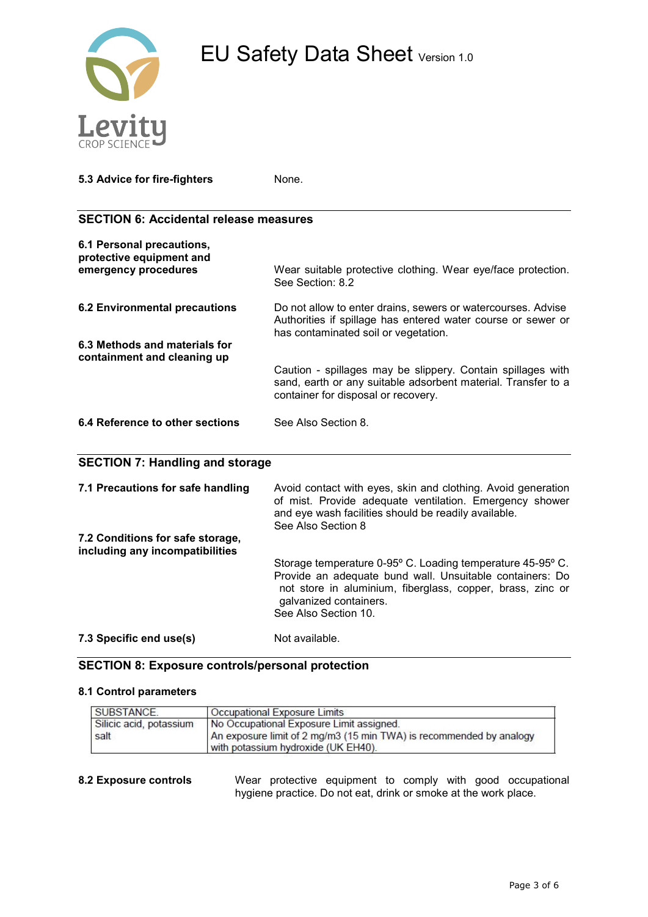**5.3 Advice for fire-fighters** None.

## SECTION 6: Accidental release measures

**6.1 Personal precautions, protective equipment and emergency procedures**

Wear suitable protective clothing. Wear eye/face protection. See Section: 8.2

**6.2 Environmental precautions**

Do not allow to enter drains, sewers or watercourses. Advise Authorities if spillage has entered water course or sewer or has contaminated soil or vegetation.

**6.3 Methods and materials for containment and cleaning up**

Caution - spillages may be slippery. Contain spillages with sand, earth or any suitable adsorbent material. Transfer to a container for disposal or recovery.

**6.4 Reference to other sections**

See Also Section 8.

## SECTION 7: Handling and storage

**7.1 Precautions for safe handling**

Avoid contact with eyes, skin and clothing. Avoid generation of mist. Provide adequate ventilation. Emergency shower and eye wash facilities should be readily available.
See Also Section 8

**7.2 Conditions for safe storage, including any incompatibilities**

Storage temperature 0-95º C. Loading temperature 45-95º C. Provide an adequate bund wall. Unsuitable containers: Do not store in aluminium, fiberglass, copper, brass, zinc or galvanized containers.
See Also Section 10.

**7.3 Specific end use(s)**

Not available.

## SECTION 8: Exposure controls/personal protection

**8.1 Control parameters**

| SUBSTANCE. | Occupational Exposure Limits |
|---|---|
| Silicic acid, potassium salt | No Occupational Exposure Limit assigned. An exposure limit of 2 mg/m3 (15 min TWA) is recommended by analogy with potassium hydroxide (UK EH40). |

**8.2 Exposure controls**

Wear protective equipment to comply with good occupational hygiene practice. Do not eat, drink or smoke at the work place.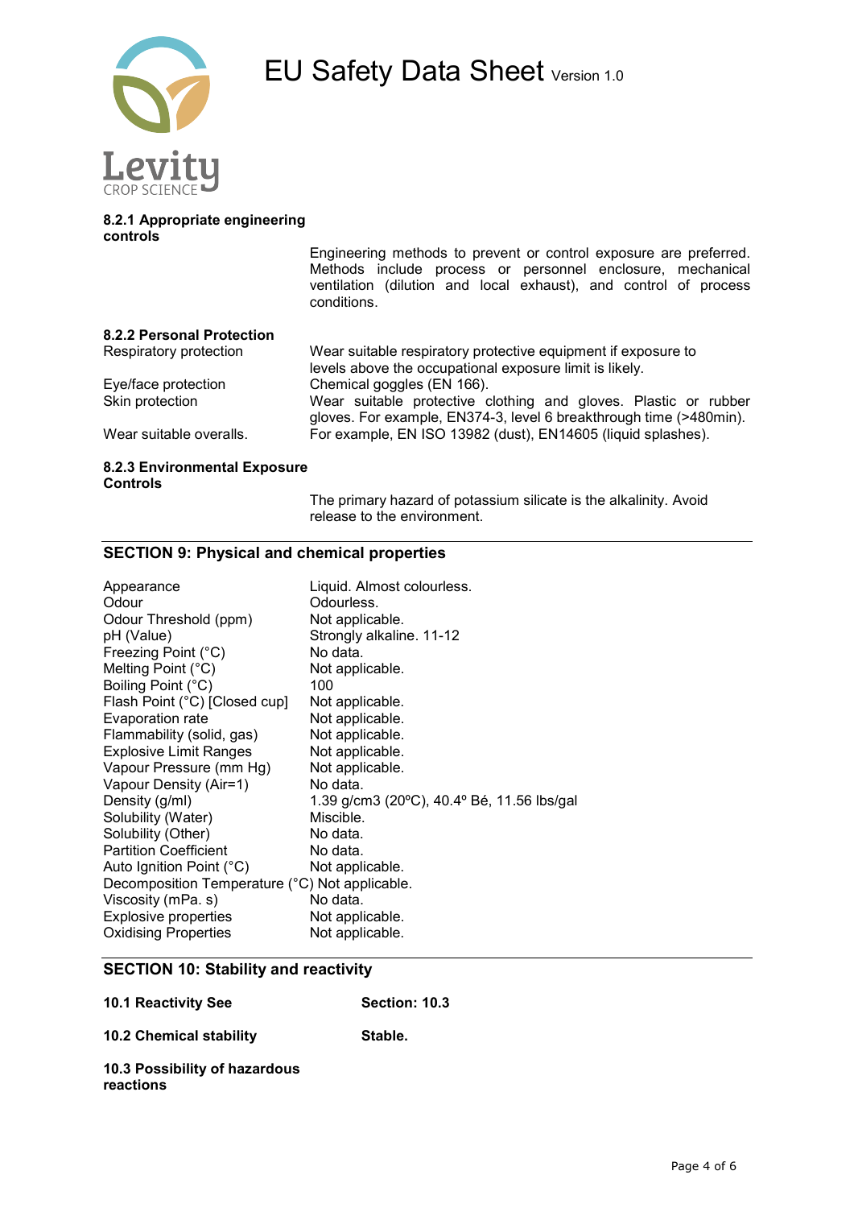#### 8.2.1 Appropriate engineering controls

Engineering methods to prevent or control exposure are preferred. Methods include process or personnel enclosure, mechanical ventilation (dilution and local exhaust), and control of process conditions.

#### 8.2.2 Personal Protection

| | |
|---|---|
| Respiratory protection | Wear suitable respiratory protective equipment if exposure to levels above the occupational exposure limit is likely. |
| Eye/face protection | Chemical goggles (EN 166). |
| Skin protection | Wear suitable protective clothing and gloves. Plastic or rubber gloves. For example, EN374-3, level 6 breakthrough time (>480min). |
| Wear suitable overalls. | For example, EN ISO 13982 (dust), EN14605 (liquid splashes). |

#### 8.2.3 Environmental Exposure Controls

The primary hazard of potassium silicate is the alkalinity. Avoid release to the environment.

## SECTION 9: Physical and chemical properties

| | |
|---|---|
| Appearance | Liquid. Almost colourless. |
| Odour | Odourless. |
| Odour Threshold (ppm) | Not applicable. |
| pH (Value) | Strongly alkaline. 11-12 |
| Freezing Point (°C) | No data. |
| Melting Point (°C) | Not applicable. |
| Boiling Point (°C) | 100 |
| Flash Point (°C) [Closed cup] | Not applicable. |
| Evaporation rate | Not applicable. |
| Flammability (solid, gas) | Not applicable. |
| Explosive Limit Ranges | Not applicable. |
| Vapour Pressure (mm Hg) | Not applicable. |
| Vapour Density (Air=1) | No data. |
| Density (g/ml) | 1.39 g/cm3 (20ºC), 40.4º Bé, 11.56 lbs/gal |
| Solubility (Water) | Miscible. |
| Solubility (Other) | No data. |
| Partition Coefficient | No data. |
| Auto Ignition Point (°C) | Not applicable. |
| Decomposition Temperature (°C) | Not applicable. |
| Viscosity (mPa. s) | No data. |
| Explosive properties | Not applicable. |
| Oxidising Properties | Not applicable. |

## SECTION 10: Stability and reactivity

**10.1 Reactivity See** **Section: 10.3**

**10.2 Chemical stability** **Stable.**

**10.3 Possibility of hazardous reactions**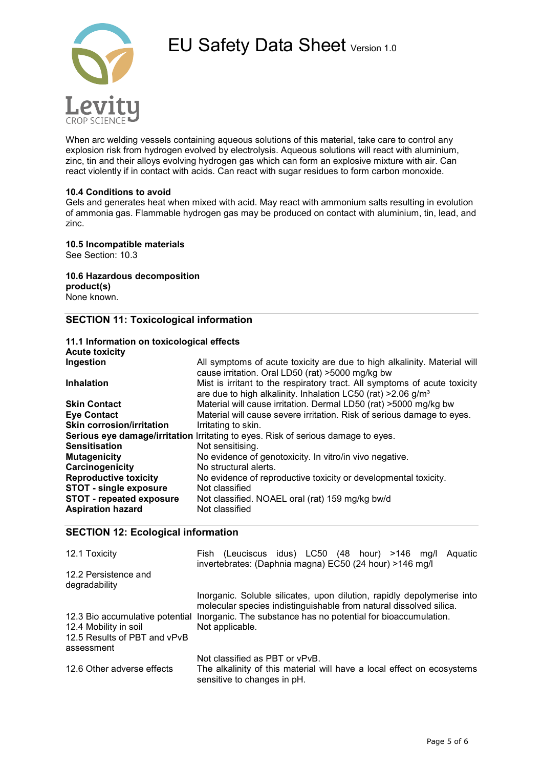When arc welding vessels containing aqueous solutions of this material, take care to control any explosion risk from hydrogen evolved by electrolysis. Aqueous solutions will react with aluminium, zinc, tin and their alloys evolving hydrogen gas which can form an explosive mixture with air. Can react violently if in contact with acids. Can react with sugar residues to form carbon monoxide.

**10.4 Conditions to avoid**
Gels and generates heat when mixed with acid. May react with ammonium salts resulting in evolution of ammonia gas. Flammable hydrogen gas may be produced on contact with aluminium, tin, lead, and zinc.

**10.5 Incompatible materials**
See Section: 10.3

**10.6 Hazardous decomposition product(s)**
None known.

## SECTION 11: Toxicological information

**11.1 Information on toxicological effects**

| **Acute toxicity** | |
|---|---|
| **Ingestion** | All symptoms of acute toxicity are due to high alkalinity. Material will cause irritation. Oral LD50 (rat) >5000 mg/kg bw |
| **Inhalation** | Mist is irritant to the respiratory tract. All symptoms of acute toxicity are due to high alkalinity. Inhalation LC50 (rat) >2.06 g/m³ |
| **Skin Contact** | Material will cause irritation. Dermal LD50 (rat) >5000 mg/kg bw |
| **Eye Contact** | Material will cause severe irritation. Risk of serious damage to eyes. |
| **Skin corrosion/irritation** | Irritating to skin. |
| **Serious eye damage/irritation** | Irritating to eyes. Risk of serious damage to eyes. |
| **Sensitisation** | Not sensitising. |
| **Mutagenicity** | No evidence of genotoxicity. In vitro/in vivo negative. |
| **Carcinogenicity** | No structural alerts. |
| **Reproductive toxicity** | No evidence of reproductive toxicity or developmental toxicity. |
| **STOT - single exposure** | Not classified |
| **STOT - repeated exposure** | Not classified. NOAEL oral (rat) 159 mg/kg bw/d |
| **Aspiration hazard** | Not classified |

## SECTION 12: Ecological information

| | |
|---|---|
| 12.1 Toxicity | Fish (Leuciscus idus) LC50 (48 hour) >146 mg/l Aquatic invertebrates: (Daphnia magna) EC50 (24 hour) >146 mg/l |
| 12.2 Persistence and degradability | Inorganic. Soluble silicates, upon dilution, rapidly depolymerise into molecular species indistinguishable from natural dissolved silica. |
| 12.3 Bio accumulative potential | Inorganic. The substance has no potential for bioaccumulation. |
| 12.4 Mobility in soil | Not applicable. |
| 12.5 Results of PBT and vPvB assessment | Not classified as PBT or vPvB. |
| 12.6 Other adverse effects | The alkalinity of this material will have a local effect on ecosystems sensitive to changes in pH. |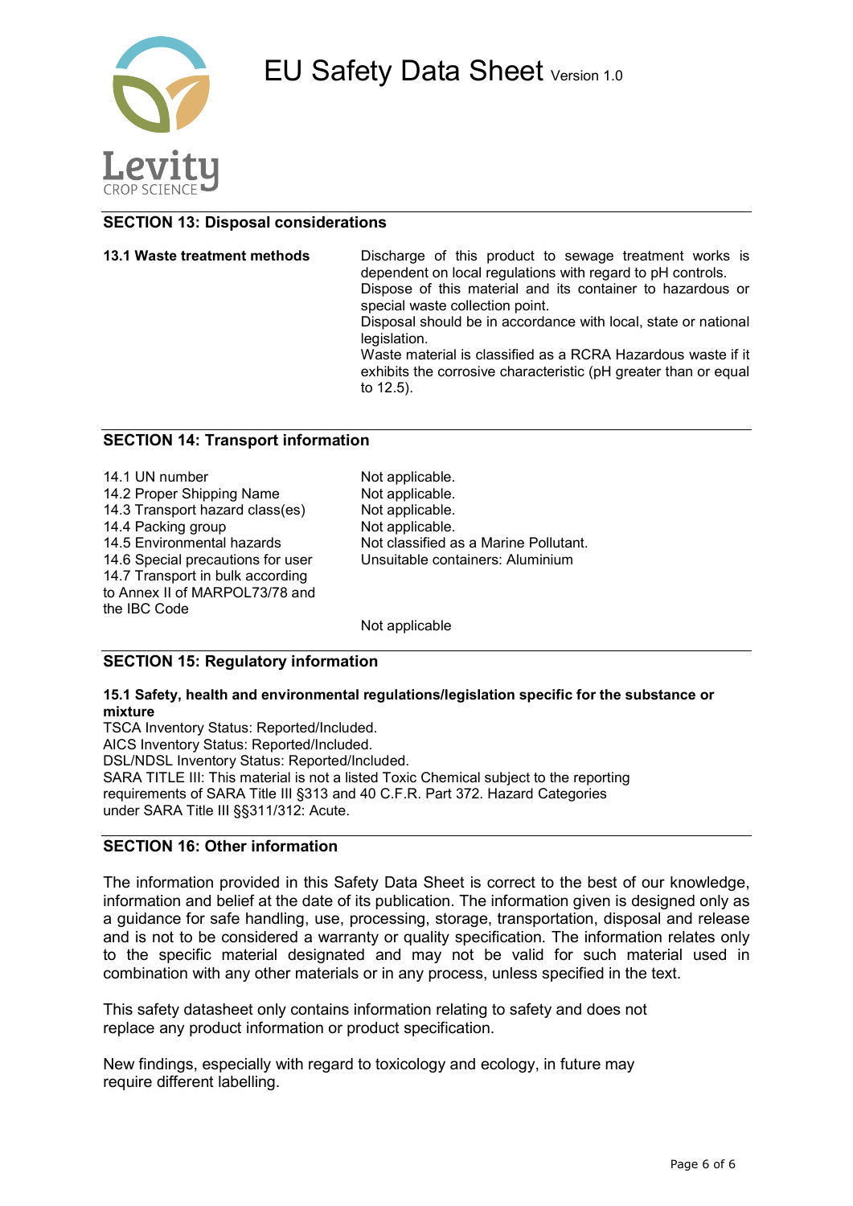## SECTION 13: Disposal considerations

| | |
|---|---|
| **13.1 Waste treatment methods** | Discharge of this product to sewage treatment works is dependent on local regulations with regard to pH controls. Dispose of this material and its container to hazardous or special waste collection point. Disposal should be in accordance with local, state or national legislation. Waste material is classified as a RCRA Hazardous waste if it exhibits the corrosive characteristic (pH greater than or equal to 12.5). |

## SECTION 14: Transport information

| | |
|---|---|
| 14.1 UN number | Not applicable. |
| 14.2 Proper Shipping Name | Not applicable. |
| 14.3 Transport hazard class(es) | Not applicable. |
| 14.4 Packing group | Not applicable. |
| 14.5 Environmental hazards | Not classified as a Marine Pollutant. |
| 14.6 Special precautions for user | Unsuitable containers: Aluminium |
| 14.7 Transport in bulk according to Annex II of MARPOL73/78 and the IBC Code | Not applicable |

## SECTION 15: Regulatory information

**15.1 Safety, health and environmental regulations/legislation specific for the substance or mixture**

TSCA Inventory Status: Reported/Included.
AICS Inventory Status: Reported/Included.
DSL/NDSL Inventory Status: Reported/Included.
SARA TITLE III: This material is not a listed Toxic Chemical subject to the reporting requirements of SARA Title III §313 and 40 C.F.R. Part 372. Hazard Categories under SARA Title III §§311/312: Acute.

## SECTION 16: Other information

The information provided in this Safety Data Sheet is correct to the best of our knowledge, information and belief at the date of its publication. The information given is designed only as a guidance for safe handling, use, processing, storage, transportation, disposal and release and is not to be considered a warranty or quality specification. The information relates only to the specific material designated and may not be valid for such material used in combination with any other materials or in any process, unless specified in the text.

This safety datasheet only contains information relating to safety and does not replace any product information or product specification.

New findings, especially with regard to toxicology and ecology, in future may require different labelling.